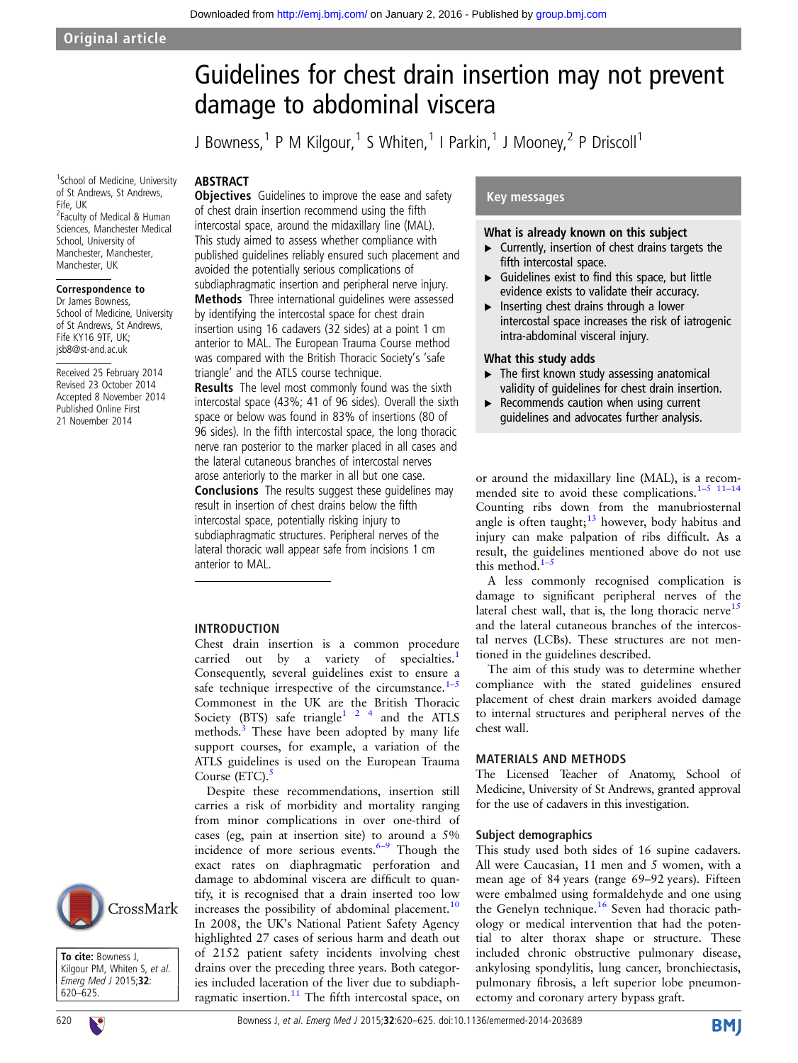Original article

# Guidelines for chest drain insertion may not prevent damage to abdominal viscera

J Bowness,[1] P M Kilgour,[1] S Whiten,[1] I Parkin,[1] J Mooney,[2] P Driscoll[1]

[1]School of Medicine, University of St Andrews, St Andrews, Fife, UK
[2]Faculty of Medical & Human Sciences, Manchester Medical School, University of Manchester, Manchester, Manchester, UK

**Correspondence to**
Dr James Bowness, School of Medicine, University of St Andrews, Fife KY16 9TF, UK; jsb8@st-and.ac.uk

Received 25 February 2014
Revised 23 October 2014
Accepted 8 November 2014
Published Online First 21 November 2014

## ABSTRACT

**Objectives** Guidelines to improve the ease and safety of chest drain insertion recommend using the fifth intercostal space, around the midaxillary line (MAL). This study aimed to assess whether compliance with published guidelines reliably ensured such placement and avoided the potentially serious complications of subdiaphragmatic insertion and peripheral nerve injury.

**Methods** Three international guidelines were assessed by identifying the intercostal space for chest drain insertion using 16 cadavers (32 sides) at a point 1 cm anterior to MAL. The European Trauma Course method was compared with the British Thoracic Society's 'safe triangle' and the ATLS course technique.

**Results** The level most commonly found was the sixth intercostal space (43%; 41 of 96 sides). Overall the sixth space or below was found in 83% of insertions (80 of 96 sides). In the fifth intercostal space, the long thoracic nerve ran posterior to the marker placed in all cases and the lateral cutaneous branches of intercostal nerves arose anteriorly to the marker in all but one case.

**Conclusions** The results suggest these guidelines may result in insertion of chest drains below the fifth intercostal space, potentially risking injury to subdiaphragmatic structures. Peripheral nerves of the lateral thoracic wall appear safe from incisions 1 cm anterior to MAL.

## Key messages

### What is already known on this subject

- Currently, insertion of chest drains targets the fifth intercostal space.
- Guidelines exist to find this space, but little evidence exists to validate their accuracy.
- Inserting chest drains through a lower intercostal space increases the risk of iatrogenic intra-abdominal visceral injury.

### What this study adds

- The first known study assessing anatomical validity of guidelines for chest drain insertion.
- Recommends caution when using current guidelines and advocates further analysis.

## INTRODUCTION

Chest drain insertion is a common procedure carried out by a variety of specialties.[1] Consequently, several guidelines exist to ensure a safe technique irrespective of the circumstance.[1–5] Commonest in the UK are the British Thoracic Society (BTS) safe triangle[1 2 4] and the ATLS methods.[3] These have been adopted by many life support courses, for example, a variation of the ATLS guidelines is used on the European Trauma Course (ETC).[5]

Despite these recommendations, insertion still carries a risk of morbidity and mortality ranging from minor complications in over one-third of cases (eg, pain at insertion site) to around a 5% incidence of more serious events.[6–9] Though the exact rates on diaphragmatic perforation and damage to abdominal viscera are difficult to quantify, it is recognised that a drain inserted too low increases the possibility of abdominal placement.[10] In 2008, the UK's National Patient Safety Agency highlighted 27 cases of serious harm and death out of 2152 patient safety incidents involving chest drains over the preceding three years. Both categories included laceration of the liver due to subdiaphragmatic insertion.[11] The fifth intercostal space, on or around the midaxillary line (MAL), is a recommended site to avoid these complications.[1–5 11–14] Counting ribs down from the manubriosternal angle is often taught;[13] however, body habitus and injury can make palpation of ribs difficult. As a result, the guidelines mentioned above do not use this method.[1–5]

A less commonly recognised complication is damage to significant peripheral nerves of the lateral chest wall, that is, the long thoracic nerve[15] and the lateral cutaneous branches of the intercostal nerves (LCBs). These structures are not mentioned in the guidelines described.

The aim of this study was to determine whether compliance with the stated guidelines ensured placement of chest drain markers avoided damage to internal structures and peripheral nerves of the chest wall.

## MATERIALS AND METHODS

The Licensed Teacher of Anatomy, School of Medicine, University of St Andrews, granted approval for the use of cadavers in this investigation.

### Subject demographics

This study used both sides of 16 supine cadavers. All were Caucasian, 11 men and 5 women, with a mean age of 84 years (range 69–92 years). Fifteen were embalmed using formaldehyde and one using the Genelyn technique.[16] Seven had thoracic pathology or medical intervention that had the potential to alter thorax shape or structure. These included chronic obstructive pulmonary disease, ankylosing spondylitis, lung cancer, bronchiectasis, pulmonary fibrosis, a left superior lobe pneumonectomy and coronary artery bypass graft.

**To cite:** Bowness J, Kilgour PM, Whiten S, *et al*. *Emerg Med J* 2015;**32**:620–625.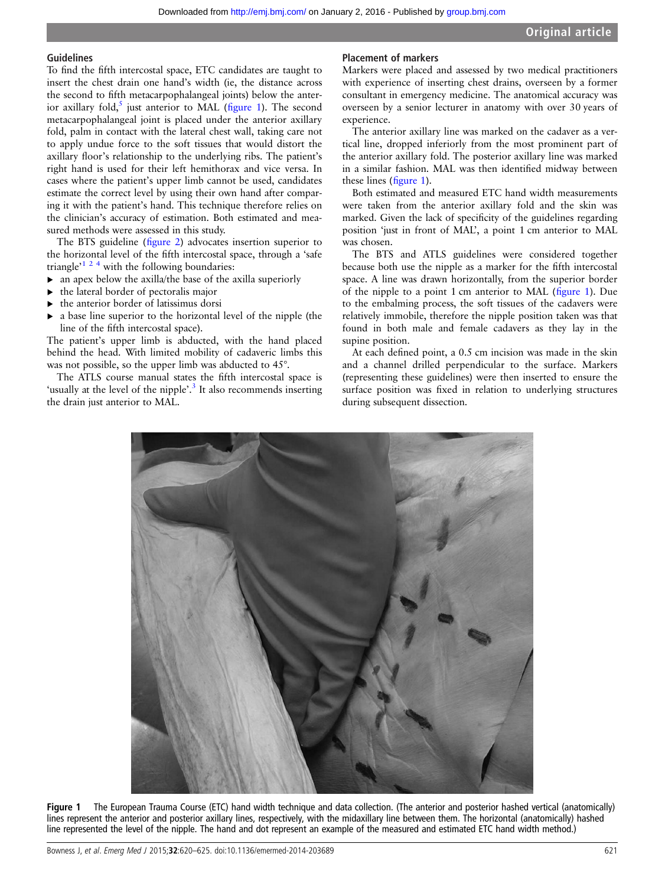## Guidelines

To find the fifth intercostal space, ETC candidates are taught to insert the chest drain one hand's width (ie, the distance across the second to fifth metacarpophalangeal joints) below the anterior axillary fold,[5] just anterior to MAL (figure 1). The second metacarpophalangeal joint is placed under the anterior axillary fold, palm in contact with the lateral chest wall, taking care not to apply undue force to the soft tissues that would distort the axillary floor's relationship to the underlying ribs. The patient's right hand is used for their left hemithorax and vice versa. In cases where the patient's upper limb cannot be used, candidates estimate the correct level by using their own hand after comparing it with the patient's hand. This technique therefore relies on the clinician's accuracy of estimation. Both estimated and measured methods were assessed in this study.

The BTS guideline (figure 2) advocates insertion superior to the horizontal level of the fifth intercostal space, through a 'safe triangle'[1 2 4] with the following boundaries:

- an apex below the axilla/the base of the axilla superiorly
- the lateral border of pectoralis major
- the anterior border of latissimus dorsi
- a base line superior to the horizontal level of the nipple (the line of the fifth intercostal space).

The patient's upper limb is abducted, with the hand placed behind the head. With limited mobility of cadaveric limbs this was not possible, so the upper limb was abducted to 45°.

The ATLS course manual states the fifth intercostal space is 'usually at the level of the nipple'.[3] It also recommends inserting the drain just anterior to MAL.

## Placement of markers

Markers were placed and assessed by two medical practitioners with experience of inserting chest drains, overseen by a former consultant in emergency medicine. The anatomical accuracy was overseen by a senior lecturer in anatomy with over 30 years of experience.

The anterior axillary line was marked on the cadaver as a vertical line, dropped inferiorly from the most prominent part of the anterior axillary fold. The posterior axillary line was marked in a similar fashion. MAL was then identified midway between these lines (figure 1).

Both estimated and measured ETC hand width measurements were taken from the anterior axillary fold and the skin was marked. Given the lack of specificity of the guidelines regarding position 'just in front of MAL', a point 1 cm anterior to MAL was chosen.

The BTS and ATLS guidelines were considered together because both use the nipple as a marker for the fifth intercostal space. A line was drawn horizontally, from the superior border of the nipple to a point 1 cm anterior to MAL (figure 1). Due to the embalming process, the soft tissues of the cadavers were relatively immobile, therefore the nipple position taken was that found in both male and female cadavers as they lay in the supine position.

At each defined point, a 0.5 cm incision was made in the skin and a channel drilled perpendicular to the surface. Markers (representing these guidelines) were then inserted to ensure the surface position was fixed in relation to underlying structures during subsequent dissection.

**Figure 1** The European Trauma Course (ETC) hand width technique and data collection. (The anterior and posterior hashed vertical (anatomically) lines represent the anterior and posterior axillary lines, respectively, with the midaxillary line between them. The horizontal (anatomically) hashed line represented the level of the nipple. The hand and dot represent an example of the measured and estimated ETC hand width method.)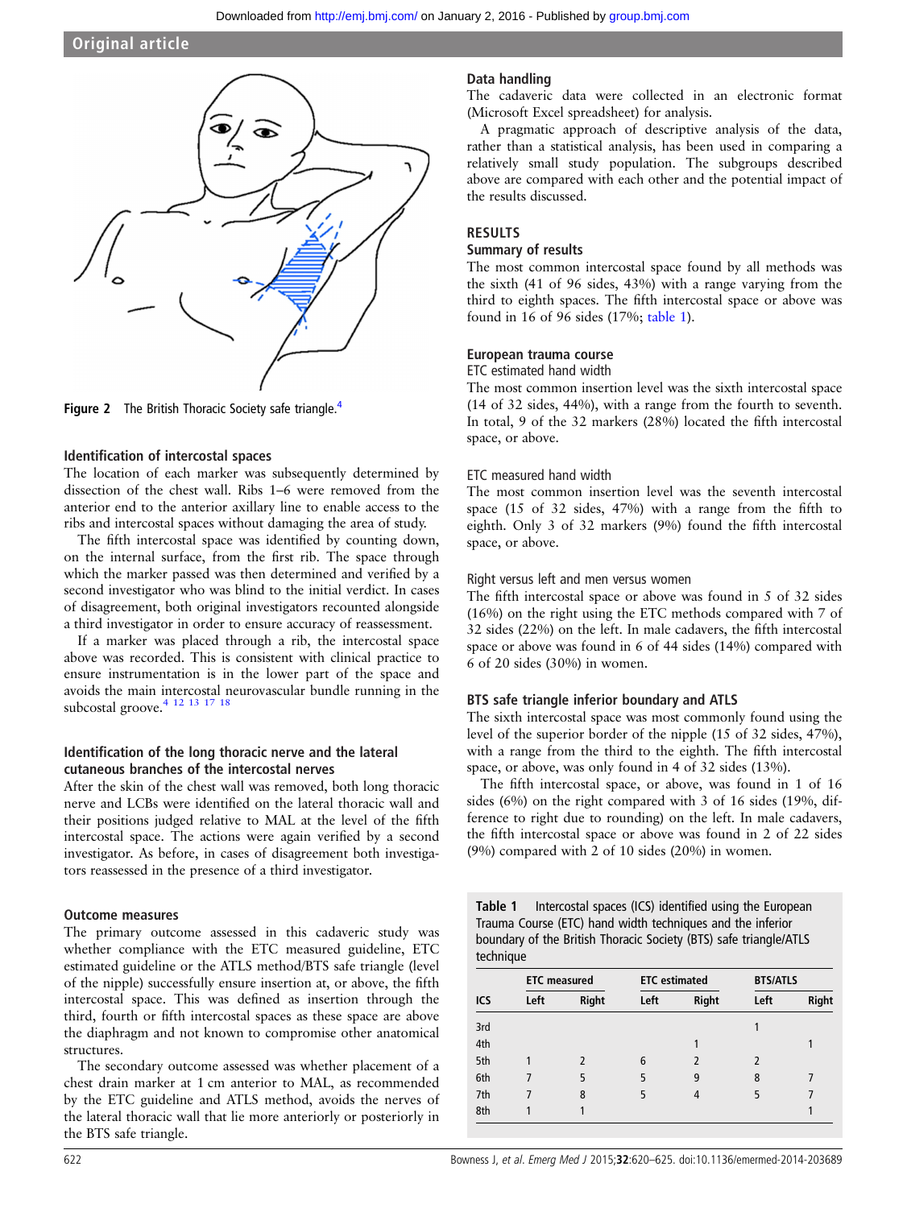Figure 2 The British Thoracic Society safe triangle.[4]

### Identification of intercostal spaces

The location of each marker was subsequently determined by dissection of the chest wall. Ribs 1–6 were removed from the anterior end to the anterior axillary line to enable access to the ribs and intercostal spaces without damaging the area of study.

The fifth intercostal space was identified by counting down, on the internal surface, from the first rib. The space through which the marker passed was then determined and verified by a second investigator who was blind to the initial verdict. In cases of disagreement, both original investigators recounted alongside a third investigator in order to ensure accuracy of reassessment.

If a marker was placed through a rib, the intercostal space above was recorded. This is consistent with clinical practice to ensure instrumentation is in the lower part of the space and avoids the main intercostal neurovascular bundle running in the subcostal groove.[4 12 13 17 18]

### Identification of the long thoracic nerve and the lateral cutaneous branches of the intercostal nerves

After the skin of the chest wall was removed, both long thoracic nerve and LCBs were identified on the lateral thoracic wall and their positions judged relative to MAL at the level of the fifth intercostal space. The actions were again verified by a second investigator. As before, in cases of disagreement both investigators reassessed in the presence of a third investigator.

### Outcome measures

The primary outcome assessed in this cadaveric study was whether compliance with the ETC measured guideline, ETC estimated guideline or the ATLS method/BTS safe triangle (level of the nipple) successfully ensure insertion at, or above, the fifth intercostal space. This was defined as insertion through the third, fourth or fifth intercostal spaces as these space are above the diaphragm and not known to compromise other anatomical structures.

The secondary outcome assessed was whether placement of a chest drain marker at 1 cm anterior to MAL, as recommended by the ETC guideline and ATLS method, avoids the nerves of the lateral thoracic wall that lie more anteriorly or posteriorly in the BTS safe triangle.

### Data handling

The cadaveric data were collected in an electronic format (Microsoft Excel spreadsheet) for analysis.

A pragmatic approach of descriptive analysis of the data, rather than a statistical analysis, has been used in comparing a relatively small study population. The subgroups described above are compared with each other and the potential impact of the results discussed.

## RESULTS

### Summary of results

The most common intercostal space found by all methods was the sixth (41 of 96 sides, 43%) with a range varying from the third to eighth spaces. The fifth intercostal space or above was found in 16 of 96 sides (17%; table 1).

### European trauma course

ETC estimated hand width

The most common insertion level was the sixth intercostal space (14 of 32 sides, 44%), with a range from the fourth to seventh. In total, 9 of the 32 markers (28%) located the fifth intercostal space, or above.

ETC measured hand width

The most common insertion level was the seventh intercostal space (15 of 32 sides, 47%) with a range from the fifth to eighth. Only 3 of 32 markers (9%) found the fifth intercostal space, or above.

Right versus left and men versus women

The fifth intercostal space or above was found in 5 of 32 sides (16%) on the right using the ETC methods compared with 7 of 32 sides (22%) on the left. In male cadavers, the fifth intercostal space or above was found in 6 of 44 sides (14%) compared with 6 of 20 sides (30%) in women.

### BTS safe triangle inferior boundary and ATLS

The sixth intercostal space was most commonly found using the level of the superior border of the nipple (15 of 32 sides, 47%), with a range from the third to the eighth. The fifth intercostal space, or above, was only found in 4 of 32 sides (13%).

The fifth intercostal space, or above, was found in 1 of 16 sides (6%) on the right compared with 3 of 16 sides (19%, difference to right due to rounding) on the left. In male cadavers, the fifth intercostal space or above was found in 2 of 22 sides (9%) compared with 2 of 10 sides (20%) in women.

Table 1 Intercostal spaces (ICS) identified using the European Trauma Course (ETC) hand width techniques and the inferior boundary of the British Thoracic Society (BTS) safe triangle/ATLS technique

| | ETC measured | | ETC estimated | | BTS/ATLS | |
|---|---|---|---|---|---|---|
| ICS | Left | Right | Left | Right | Left | Right |
| 3rd | | | | | 1 | |
| 4th | | | | 1 | | 1 |
| 5th | 1 | 2 | 6 | 2 | 2 | |
| 6th | 7 | 5 | 5 | 9 | 8 | 7 |
| 7th | 7 | 8 | 5 | 4 | 5 | 7 |
| 8th | 1 | 1 | | | | 1 |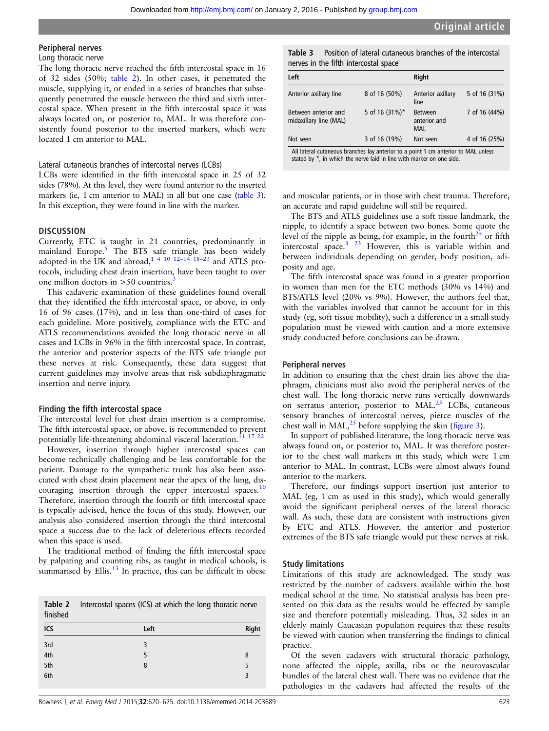## Peripheral nerves

### Long thoracic nerve

The long thoracic nerve reached the fifth intercostal space in 16 of 32 sides (50%; table 2). In other cases, it penetrated the muscle, supplying it, or ended in a series of branches that subsequently penetrated the muscle between the third and sixth intercostal space. When present in the fifth intercostal space it was always located on, or posterior to, MAL. It was therefore consistently found posterior to the inserted markers, which were located 1 cm anterior to MAL.

### Lateral cutaneous branches of intercostal nerves (LCBs)

LCBs were identified in the fifth intercostal space in 25 of 32 sides (78%). At this level, they were found anterior to the inserted markers (ie, 1 cm anterior to MAL) in all but one case (table 3). In this exception, they were found in line with the marker.

**Table 3** Position of lateral cutaneous branches of the intercostal nerves in the fifth intercostal space

| Left | | Right | |
|---|---|---|---|
| Anterior axillary line | 8 of 16 (50%) | Anterior axillary line | 5 of 16 (31%) |
| Between anterior and midaxillary line (MAL) | 5 of 16 (31%)* | Between anterior and MAL | 7 of 16 (44%) |
| Not seen | 3 of 16 (19%) | Not seen | 4 of 16 (25%) |

All lateral cutaneous branches lay anterior to a point 1 cm anterior to MAL unless stated by *, in which the nerve laid in line with marker on one side.

## DISCUSSION

Currently, ETC is taught in 21 countries, predominantly in mainland Europe.[5] The BTS safe triangle has been widely adopted in the UK and abroad,[1 4 10 12–14 18–23] and ATLS protocols, including chest drain insertion, have been taught to over one million doctors in >50 countries.[3]

This cadaveric examination of these guidelines found overall that they identified the fifth intercostal space, or above, in only 16 of 96 cases (17%), and in less than one-third of cases for each guideline. More positively, compliance with the ETC and ATLS recommendations avoided the long thoracic nerve in all cases and LCBs in 96% in the fifth intercostal space. In contrast, the anterior and posterior aspects of the BTS safe triangle put these nerves at risk. Consequently, these data suggest that current guidelines may involve areas that risk subdiaphragmatic insertion and nerve injury.

### Finding the fifth intercostal space

The intercostal level for chest drain insertion is a compromise. The fifth intercostal space, or above, is recommended to prevent potentially life-threatening abdominal visceral laceration.[11 17 22]

However, insertion through higher intercostal spaces can become technically challenging and be less comfortable for the patient. Damage to the sympathetic trunk has also been associated with chest drain placement near the apex of the lung, discouraging insertion through the upper intercostal spaces.[10] Therefore, insertion through the fourth or fifth intercostal space is typically advised, hence the focus of this study. However, our analysis also considered insertion through the third intercostal space a success due to the lack of deleterious effects recorded when this space is used.

The traditional method of finding the fifth intercostal space by palpating and counting ribs, as taught in medical schools, is summarised by Ellis.[13] In practice, this can be difficult in obese and muscular patients, or in those with chest trauma. Therefore, an accurate and rapid guideline will still be required.

**Table 2** Intercostal spaces (ICS) at which the long thoracic nerve finished

| ICS | Left | Right |
|---|---|---|
| 3rd | 3 | |
| 4th | 5 | 8 |
| 5th | 8 | 5 |
| 6th | | 3 |

The BTS and ATLS guidelines use a soft tissue landmark, the nipple, to identify a space between two bones. Some quote the level of the nipple as being, for example, in the fourth[24] or fifth intercostal space.[3 23] However, this is variable within and between individuals depending on gender, body position, adiposity and age.

The fifth intercostal space was found in a greater proportion in women than men for the ETC methods (30% vs 14%) and BTS/ATLS level (20% vs 9%). However, the authors feel that, with the variables involved that cannot be account for in this study (eg, soft tissue mobility), such a difference in a small study population must be viewed with caution and a more extensive study conducted before conclusions can be drawn.

### Peripheral nerves

In addition to ensuring that the chest drain lies above the diaphragm, clinicians must also avoid the peripheral nerves of the chest wall. The long thoracic nerve runs vertically downwards on serratus anterior, posterior to MAL.[25] LCBs, cutaneous sensory branches of intercostal nerves, pierce muscles of the chest wall in MAL,[25] before supplying the skin (figure 3).

In support of published literature, the long thoracic nerve was always found on, or posterior to, MAL. It was therefore posterior to the chest wall markers in this study, which were 1 cm anterior to MAL. In contrast, LCBs were almost always found anterior to the markers.

Therefore, our findings support insertion just anterior to MAL (eg, 1 cm as used in this study), which would generally avoid the significant peripheral nerves of the lateral thoracic wall. As such, these data are consistent with instructions given by ETC and ATLS. However, the anterior and posterior extremes of the BTS safe triangle would put these nerves at risk.

### Study limitations

Limitations of this study are acknowledged. The study was restricted by the number of cadavers available within the host medical school at the time. No statistical analysis has been presented on this data as the results would be effected by sample size and therefore potentially misleading. Thus, 32 sides in an elderly mainly Caucasian population requires that these results be viewed with caution when transferring the findings to clinical practice.

Of the seven cadavers with structural thoracic pathology, none affected the nipple, axilla, ribs or the neurovascular bundles of the lateral chest wall. There was no evidence that the pathologies in the cadavers had affected the results of the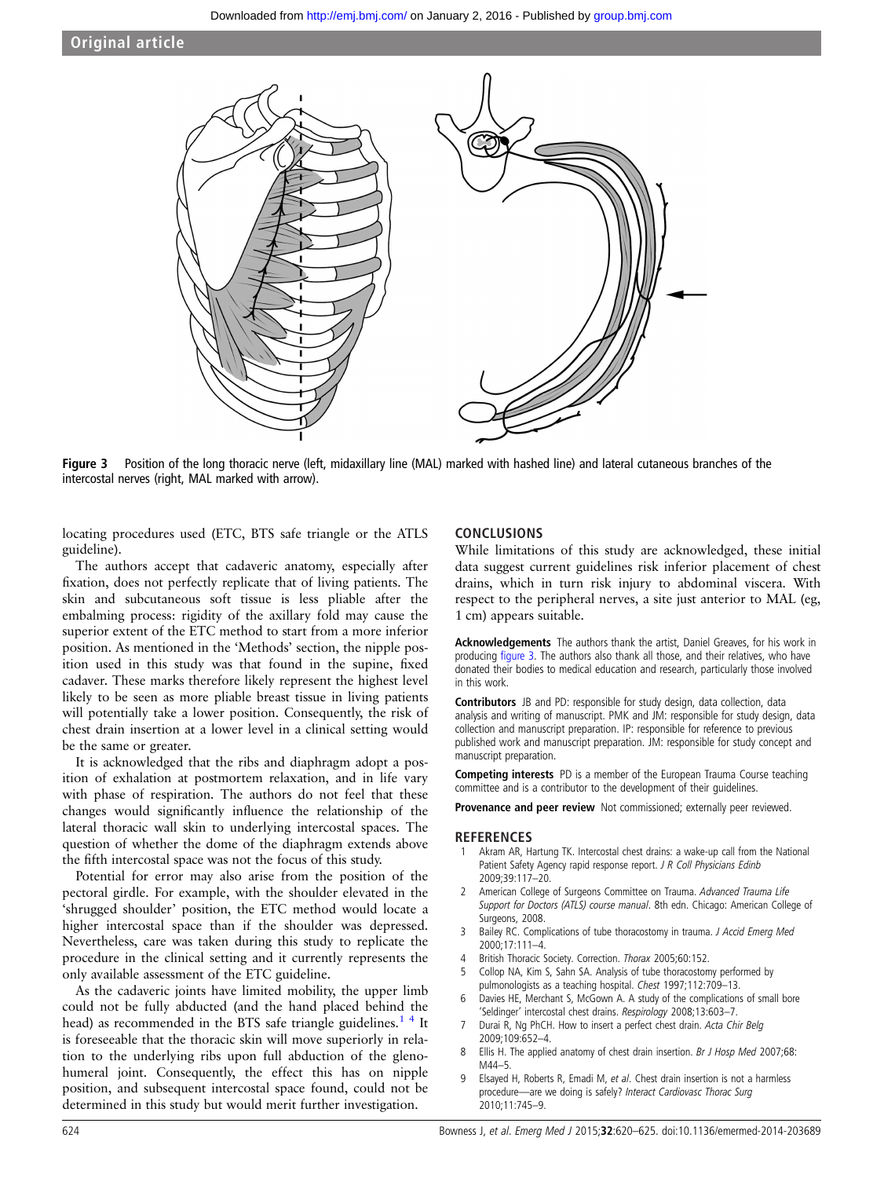Figure 3 Position of the long thoracic nerve (left, midaxillary line (MAL) marked with hashed line) and lateral cutaneous branches of the intercostal nerves (right, MAL marked with arrow).

locating procedures used (ETC, BTS safe triangle or the ATLS guideline).

The authors accept that cadaveric anatomy, especially after fixation, does not perfectly replicate that of living patients. The skin and subcutaneous soft tissue is less pliable after the embalming process: rigidity of the axillary fold may cause the superior extent of the ETC method to start from a more inferior position. As mentioned in the 'Methods' section, the nipple position used in this study was that found in the supine, fixed cadaver. These marks therefore likely represent the highest level likely to be seen as more pliable breast tissue in living patients will potentially take a lower position. Consequently, the risk of chest drain insertion at a lower level in a clinical setting would be the same or greater.

It is acknowledged that the ribs and diaphragm adopt a position of exhalation at postmortem relaxation, and in life vary with phase of respiration. The authors do not feel that these changes would significantly influence the relationship of the lateral thoracic wall skin to underlying intercostal spaces. The question of whether the dome of the diaphragm extends above the fifth intercostal space was not the focus of this study.

Potential for error may also arise from the position of the pectoral girdle. For example, with the shoulder elevated in the 'shrugged shoulder' position, the ETC method would locate a higher intercostal space than if the shoulder was depressed. Nevertheless, care was taken during this study to replicate the procedure in the clinical setting and it currently represents the only available assessment of the ETC guideline.

As the cadaveric joints have limited mobility, the upper limb could not be fully abducted (and the hand placed behind the head) as recommended in the BTS safe triangle guidelines.[1 4] It is foreseeable that the thoracic skin will move superiorly in relation to the underlying ribs upon full abduction of the glenohumeral joint. Consequently, the effect this has on nipple position, and subsequent intercostal space found, could not be determined in this study but would merit further investigation.

## CONCLUSIONS

While limitations of this study are acknowledged, these initial data suggest current guidelines risk inferior placement of chest drains, which in turn risk injury to abdominal viscera. With respect to the peripheral nerves, a site just anterior to MAL (eg, 1 cm) appears suitable.

**Acknowledgements** The authors thank the artist, Daniel Greaves, for his work in producing figure 3. The authors also thank all those, and their relatives, who have donated their bodies to medical education and research, particularly those involved in this work.

**Contributors** JB and PD: responsible for study design, data collection, data analysis and writing of manuscript. PMK and JM: responsible for study design, data collection and manuscript preparation. IP: responsible for reference to previous published work and manuscript preparation. JM: responsible for study concept and manuscript preparation.

**Competing interests** PD is a member of the European Trauma Course teaching committee and is a contributor to the development of their guidelines.

**Provenance and peer review** Not commissioned; externally peer reviewed.

## REFERENCES

1. Akram AR, Hartung TK. Intercostal chest drains: a wake-up call from the National Patient Safety Agency rapid response report. *J R Coll Physicians Edinb* 2009;39:117–20.
2. American College of Surgeons Committee on Trauma. *Advanced Trauma Life Support for Doctors (ATLS) course manual*. 8th edn. Chicago: American College of Surgeons, 2008.
3. Bailey RC. Complications of tube thoracostomy in trauma. *J Accid Emerg Med* 2000;17:111–4.
4. British Thoracic Society. Correction. *Thorax* 2005;60:152.
5. Collop NA, Kim S, Sahn SA. Analysis of tube thoracostomy performed by pulmonologists as a teaching hospital. *Chest* 1997;112:709–13.
6. Davies HE, Merchant S, McGown A. A study of the complications of small bore 'Seldinger' intercostal chest drains. *Respirology* 2008;13:603–7.
7. Durai R, Ng PhCH. How to insert a perfect chest drain. *Acta Chir Belg* 2009;109:652–4.
8. Ellis H. The applied anatomy of chest drain insertion. *Br J Hosp Med* 2007;68: M44–5.
9. Elsayed H, Roberts R, Emadi M, *et al*. Chest drain insertion is not a harmless procedure—are we doing is safely? *Interact Cardiovasc Thorac Surg* 2010;11:745–9.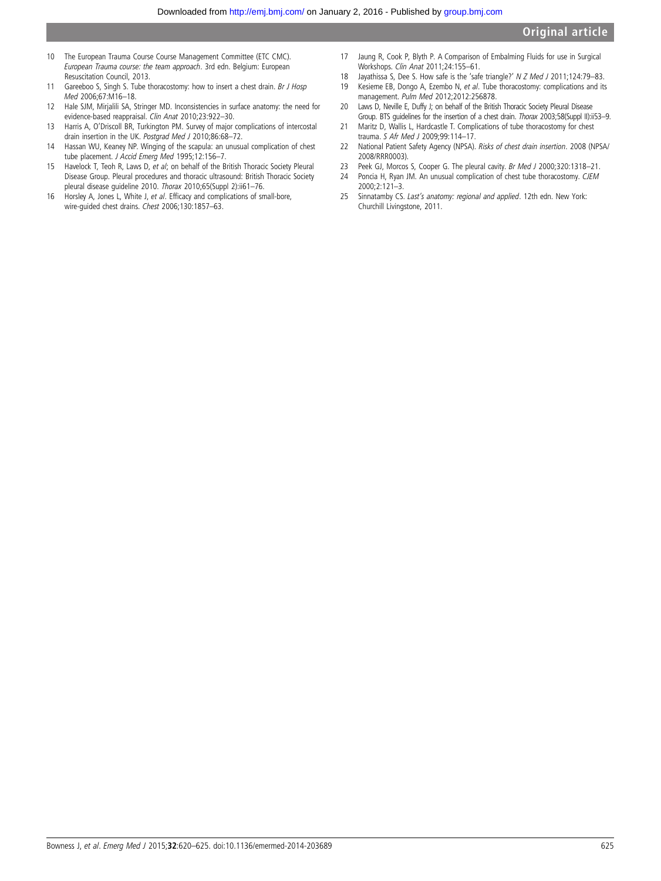10 The European Trauma Course Course Management Committee (ETC CMC). *European Trauma course: the team approach*. 3rd edn. Belgium: European Resuscitation Council, 2013.

11 Gareeboo S, Singh S. Tube thoracostomy: how to insert a chest drain. *Br J Hosp Med* 2006;67:M16–18.

12 Hale SJM, Mirjalili SA, Stringer MD. Inconsistencies in surface anatomy: the need for evidence-based reappraisal. *Clin Anat* 2010;23:922–30.

13 Harris A, O'Driscoll BR, Turkington PM. Survey of major complications of intercostal drain insertion in the UK. *Postgrad Med J* 2010;86:68–72.

14 Hassan WU, Keaney NP. Winging of the scapula: an unusual complication of chest tube placement. *J Accid Emerg Med* 1995;12:156–7.

15 Havelock T, Teoh R, Laws D, *et al*; on behalf of the British Thoracic Society Pleural Disease Group. Pleural procedures and thoracic ultrasound: British Thoracic Society pleural disease guideline 2010. *Thorax* 2010;65(Suppl 2):ii61–76.

16 Horsley A, Jones L, White J, *et al*. Efficacy and complications of small-bore, wire-guided chest drains. *Chest* 2006;130:1857–63.

17 Jaung R, Cook P, Blyth P. A Comparison of Embalming Fluids for use in Surgical Workshops. *Clin Anat* 2011;24:155–61.

18 Jayathissa S, Dee S. How safe is the 'safe triangle?' *N Z Med J* 2011;124:79–83.

19 Kesieme EB, Dongo A, Ezembo N, *et al*. Tube thoracostomy: complications and its management. *Pulm Med* 2012;2012:256878.

20 Laws D, Neville E, Duffy J; on behalf of the British Thoracic Society Pleural Disease Group. BTS guidelines for the insertion of a chest drain. *Thorax* 2003;58(Suppl II):ii53–9.

21 Maritz D, Wallis L, Hardcastle T. Complications of tube thoracostomy for chest trauma. *S Afr Med J* 2009;99:114–17.

22 National Patient Safety Agency (NPSA). *Risks of chest drain insertion*. 2008 (NPSA/2008/RRR0003).

23 Peek GJ, Morcos S, Cooper G. The pleural cavity. *Br Med J* 2000;320:1318–21.

24 Poncia H, Ryan JM. An unusual complication of chest tube thoracostomy. *CJEM* 2000;2:121–3.

25 Sinnatamby CS. *Last's anatomy: regional and applied*. 12th edn. New York: Churchill Livingstone, 2011.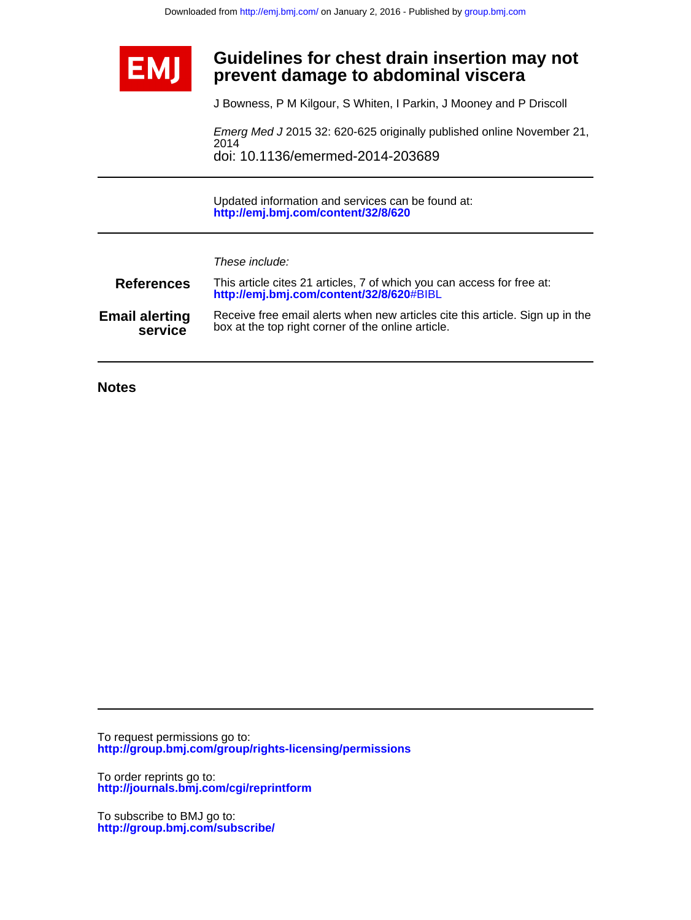Downloaded from http://emj.bmj.com/ on January 2, 2016 - Published by group.bmj.com

EMJ

# Guidelines for chest drain insertion may not prevent damage to abdominal viscera

J Bowness, P M Kilgour, S Whiten, I Parkin, J Mooney and P Driscoll

*Emerg Med J* 2015 32: 620-625 originally published online November 21, 2014

doi: 10.1136/emermed-2014-203689

Updated information and services can be found at:
**http://emj.bmj.com/content/32/8/620**

*These include:*

**References**
This article cites 21 articles, 7 of which you can access for free at:
**http://emj.bmj.com/content/32/8/620**#BIBL

**Email alerting service**
Receive free email alerts when new articles cite this article. Sign up in the box at the top right corner of the online article.

## Notes

To request permissions go to:
**http://group.bmj.com/group/rights-licensing/permissions**

To order reprints go to:
**http://journals.bmj.com/cgi/reprintform**

To subscribe to BMJ go to:
**http://group.bmj.com/subscribe/**